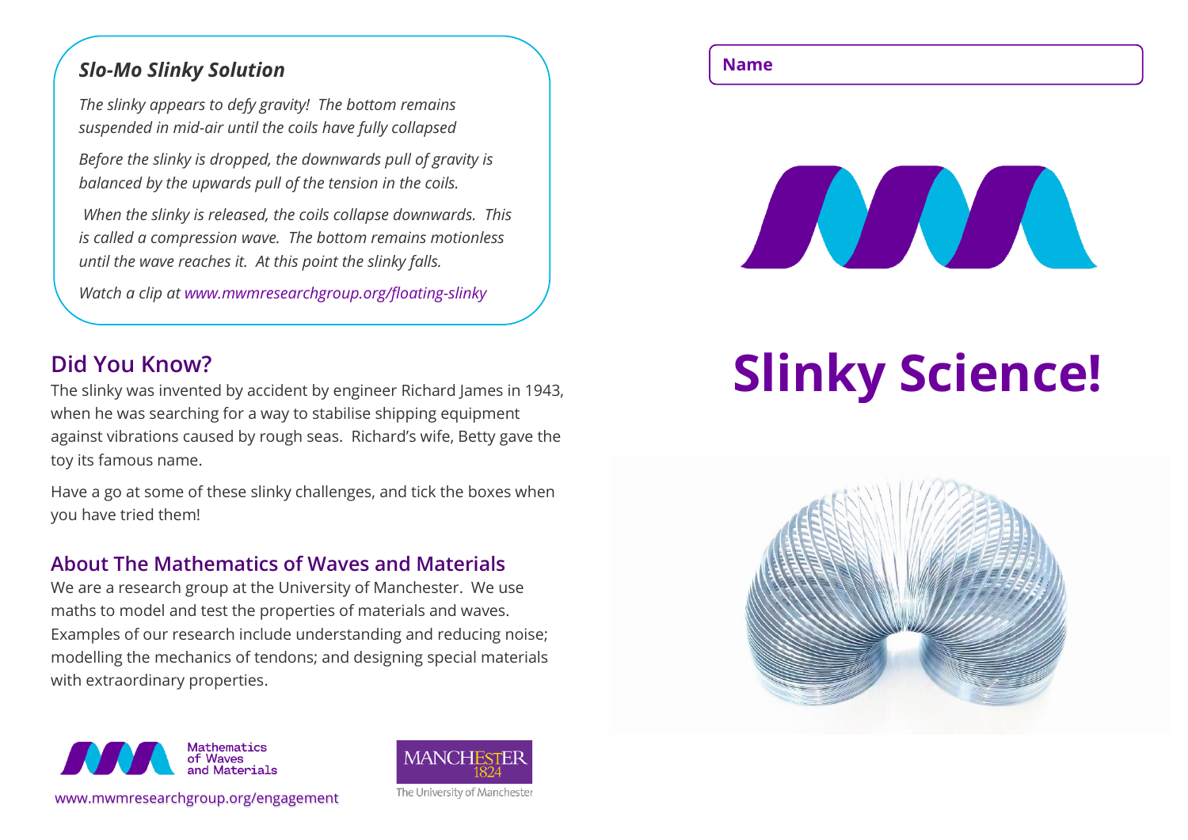### *Slo-Mo Slinky Solution*

*The slinky appears to defy gravity! The bottom remains suspended in mid-air until the coils have fully collapsed*

*Before the slinky is dropped, the downwards pull of gravity is balanced by the upwards pull of the tension in the coils.*

*When the slinky is released, the coils collapse downwards. This is called a compression wave. The bottom remains motionless until the wave reaches it. At this point the slinky falls.*

*Watch a clip at www.mwmresearchgroup.org/floating-slinky*

## Did You Know?

The slinky was invented by accident by engineer Richard James in 1943, when he was searching for a way to stabilise shipping equipment against vibrations caused by rough seas. Richard's wife, Betty gave the toy its famous name.

Have a go at some of these slinky challenges, and tick the boxes when you have tried them!

## About The Mathematics of Waves and Materials

We are a research group at the University of Manchester. We use maths to model and test the properties of materials and waves. Examples of our research include understanding and reducing noise; modelling the mechanics of tendons; and designing special materials with extraordinary properties.

Mathematics of Waves and Materials

www.mwmresearchgroup.org/engagement

MANCHESTER 1824

The University of Manchester

**Name**

# Slinky Science!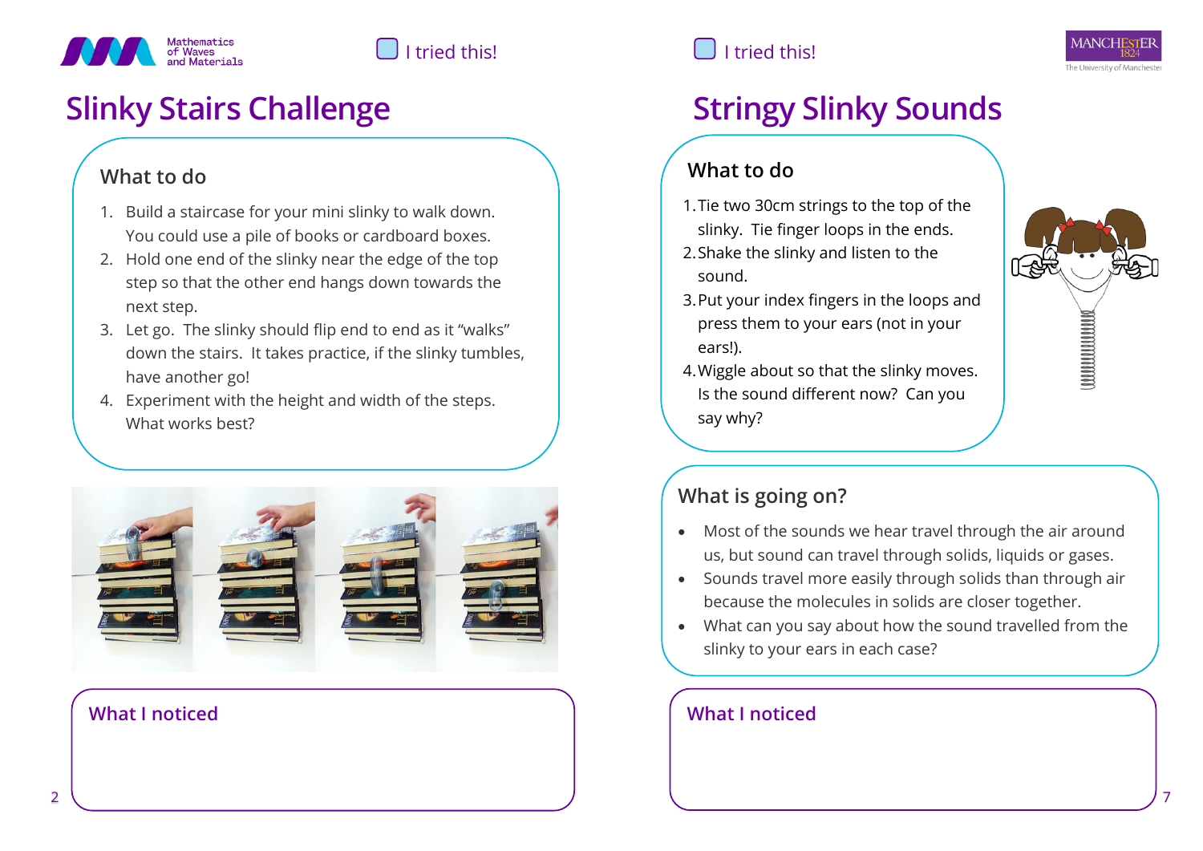☐ I tried this!

# Slinky Stairs Challenge

## What to do

1. Build a staircase for your mini slinky to walk down. You could use a pile of books or cardboard boxes.
2. Hold one end of the slinky near the edge of the top step so that the other end hangs down towards the next step.
3. Let go. The slinky should flip end to end as it "walks" down the stairs. It takes practice, if the slinky tumbles, have another go!
4. Experiment with the height and width of the steps. What works best?

### What I noticed

☐ I tried this!

# Stringy Slinky Sounds

## What to do

1. Tie two 30cm strings to the top of the slinky. Tie finger loops in the ends.
2. Shake the slinky and listen to the sound.
3. Put your index fingers in the loops and press them to your ears (not in your ears!).
4. Wiggle about so that the slinky moves. Is the sound different now? Can you say why?

## What is going on?

- Most of the sounds we hear travel through the air around us, but sound can travel through solids, liquids or gases.
- Sounds travel more easily through solids than through air because the molecules in solids are closer together.
- What can you say about how the sound travelled from the slinky to your ears in each case?

### What I noticed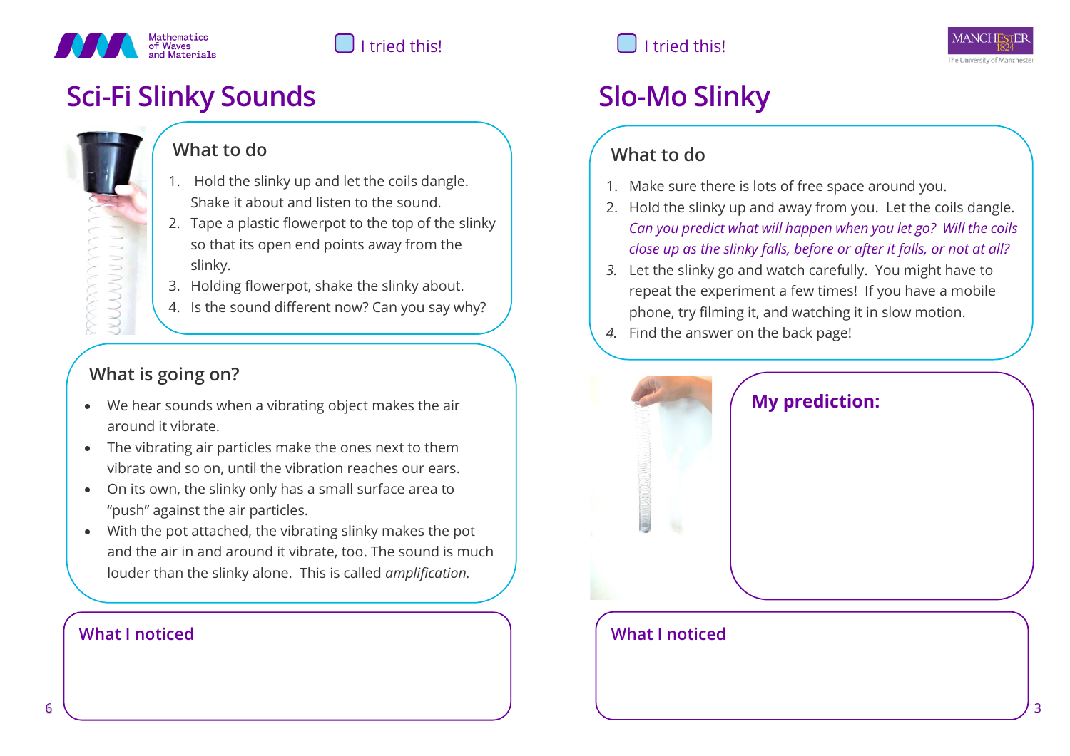Mathematics of Waves and Materials

☐ I tried this!

# Sci-Fi Slinky Sounds

## What to do

1. Hold the slinky up and let the coils dangle. Shake it about and listen to the sound.
2. Tape a plastic flowerpot to the top of the slinky so that its open end points away from the slinky.
3. Holding flowerpot, shake the slinky about.
4. Is the sound different now? Can you say why?

## What is going on?

- We hear sounds when a vibrating object makes the air around it vibrate.
- The vibrating air particles make the ones next to them vibrate and so on, until the vibration reaches our ears.
- On its own, the slinky only has a small surface area to "push" against the air particles.
- With the pot attached, the vibrating slinky makes the pot and the air in and around it vibrate, too. The sound is much louder than the slinky alone. This is called *amplification.*

## What I noticed

☐ I tried this!

# Slo-Mo Slinky

## What to do

1. Make sure there is lots of free space around you.
2. Hold the slinky up and away from you. Let the coils dangle. *Can you predict what will happen when you let go? Will the coils close up as the slinky falls, before or after it falls, or not at all?*
3. Let the slinky go and watch carefully. You might have to repeat the experiment a few times! If you have a mobile phone, try filming it, and watching it in slow motion.
4. Find the answer on the back page!

## My prediction:

## What I noticed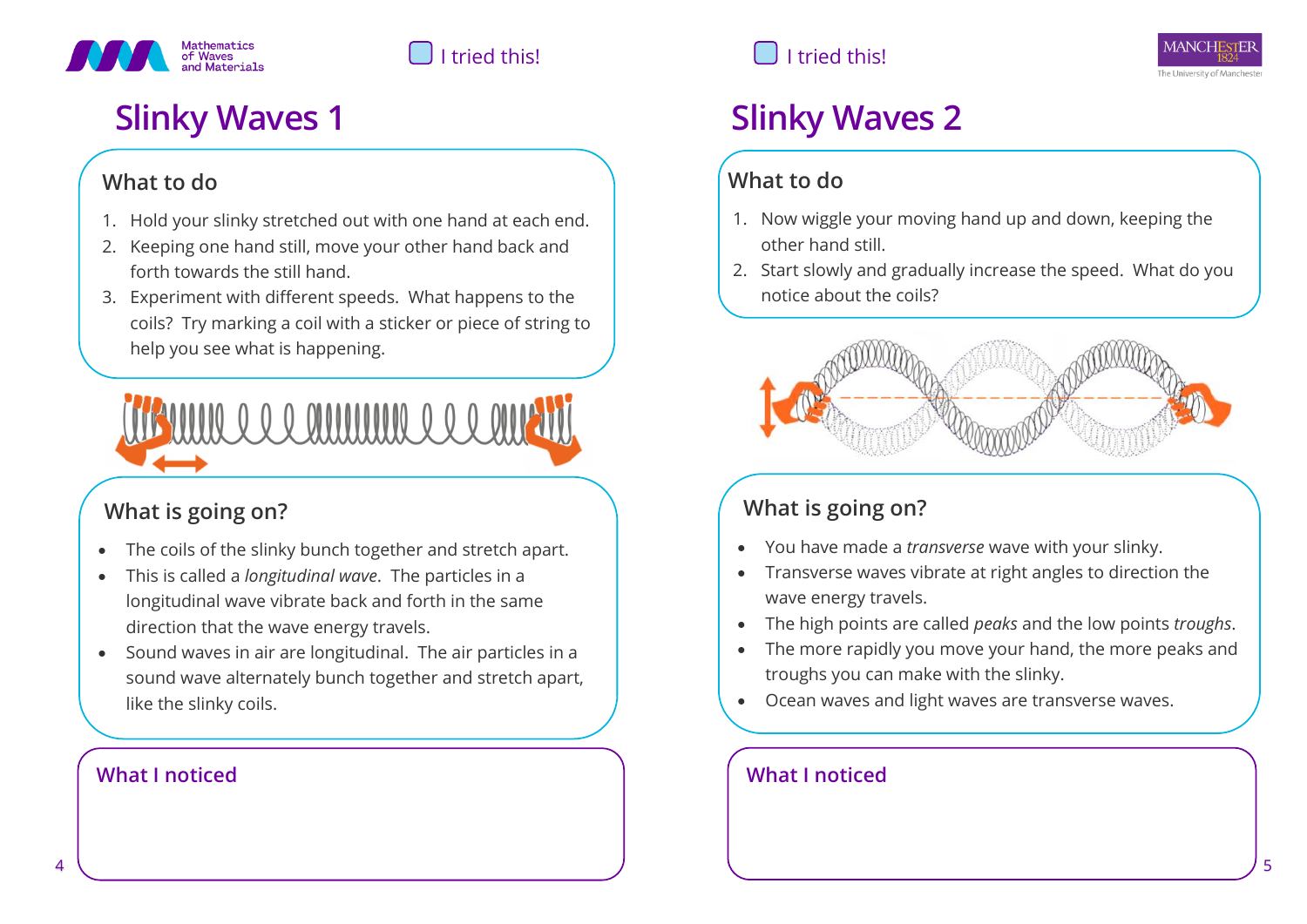☐ I tried this!

# Slinky Waves 1

## What to do

1. Hold your slinky stretched out with one hand at each end.
2. Keeping one hand still, move your other hand back and forth towards the still hand.
3. Experiment with different speeds. What happens to the coils? Try marking a coil with a sticker or piece of string to help you see what is happening.

## What is going on?

- The coils of the slinky bunch together and stretch apart.
- This is called a *longitudinal wave*. The particles in a longitudinal wave vibrate back and forth in the same direction that the wave energy travels.
- Sound waves in air are longitudinal. The air particles in a sound wave alternately bunch together and stretch apart, like the slinky coils.

## What I noticed

☐ I tried this!

# Slinky Waves 2

## What to do

1. Now wiggle your moving hand up and down, keeping the other hand still.
2. Start slowly and gradually increase the speed. What do you notice about the coils?

## What is going on?

- You have made a *transverse* wave with your slinky.
- Transverse waves vibrate at right angles to direction the wave energy travels.
- The high points are called *peaks* and the low points *troughs*.
- The more rapidly you move your hand, the more peaks and troughs you can make with the slinky.
- Ocean waves and light waves are transverse waves.

## What I noticed